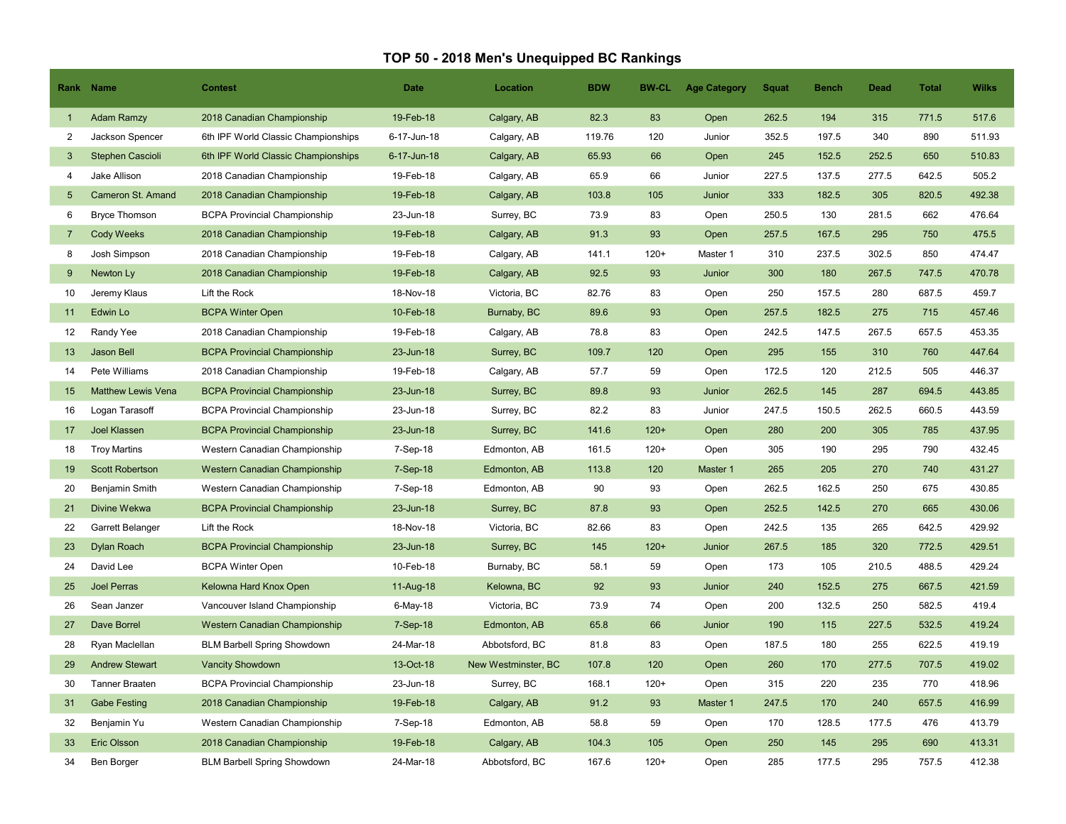# TOP 50 - 2018 Men's Unequipped BC Rankings

| Rank | Name | Contest | Date | Location | BDW | BW-CL | Age Category | Squat | Bench | Dead | Total | Wilks |
|---|---|---|---|---|---|---|---|---|---|---|---|---|
| 1 | Adam Ramzy | 2018 Canadian Championship | 19-Feb-18 | Calgary, AB | 82.3 | 83 | Open | 262.5 | 194 | 315 | 771.5 | 517.6 |
| 2 | Jackson Spencer | 6th IPF World Classic Championships | 6-17-Jun-18 | Calgary, AB | 119.76 | 120 | Junior | 352.5 | 197.5 | 340 | 890 | 511.93 |
| 3 | Stephen Cascioli | 6th IPF World Classic Championships | 6-17-Jun-18 | Calgary, AB | 65.93 | 66 | Open | 245 | 152.5 | 252.5 | 650 | 510.83 |
| 4 | Jake Allison | 2018 Canadian Championship | 19-Feb-18 | Calgary, AB | 65.9 | 66 | Junior | 227.5 | 137.5 | 277.5 | 642.5 | 505.2 |
| 5 | Cameron St. Amand | 2018 Canadian Championship | 19-Feb-18 | Calgary, AB | 103.8 | 105 | Junior | 333 | 182.5 | 305 | 820.5 | 492.38 |
| 6 | Bryce Thomson | BCPA Provincial Championship | 23-Jun-18 | Surrey, BC | 73.9 | 83 | Open | 250.5 | 130 | 281.5 | 662 | 476.64 |
| 7 | Cody Weeks | 2018 Canadian Championship | 19-Feb-18 | Calgary, AB | 91.3 | 93 | Open | 257.5 | 167.5 | 295 | 750 | 475.5 |
| 8 | Josh Simpson | 2018 Canadian Championship | 19-Feb-18 | Calgary, AB | 141.1 | 120+ | Master 1 | 310 | 237.5 | 302.5 | 850 | 474.47 |
| 9 | Newton Ly | 2018 Canadian Championship | 19-Feb-18 | Calgary, AB | 92.5 | 93 | Junior | 300 | 180 | 267.5 | 747.5 | 470.78 |
| 10 | Jeremy Klaus | Lift the Rock | 18-Nov-18 | Victoria, BC | 82.76 | 83 | Open | 250 | 157.5 | 280 | 687.5 | 459.7 |
| 11 | Edwin Lo | BCPA Winter Open | 10-Feb-18 | Burnaby, BC | 89.6 | 93 | Open | 257.5 | 182.5 | 275 | 715 | 457.46 |
| 12 | Randy Yee | 2018 Canadian Championship | 19-Feb-18 | Calgary, AB | 78.8 | 83 | Open | 242.5 | 147.5 | 267.5 | 657.5 | 453.35 |
| 13 | Jason Bell | BCPA Provincial Championship | 23-Jun-18 | Surrey, BC | 109.7 | 120 | Open | 295 | 155 | 310 | 760 | 447.64 |
| 14 | Pete Williams | 2018 Canadian Championship | 19-Feb-18 | Calgary, AB | 57.7 | 59 | Open | 172.5 | 120 | 212.5 | 505 | 446.37 |
| 15 | Matthew Lewis Vena | BCPA Provincial Championship | 23-Jun-18 | Surrey, BC | 89.8 | 93 | Junior | 262.5 | 145 | 287 | 694.5 | 443.85 |
| 16 | Logan Tarasoff | BCPA Provincial Championship | 23-Jun-18 | Surrey, BC | 82.2 | 83 | Junior | 247.5 | 150.5 | 262.5 | 660.5 | 443.59 |
| 17 | Joel Klassen | BCPA Provincial Championship | 23-Jun-18 | Surrey, BC | 141.6 | 120+ | Open | 280 | 200 | 305 | 785 | 437.95 |
| 18 | Troy Martins | Western Canadian Championship | 7-Sep-18 | Edmonton, AB | 161.5 | 120+ | Open | 305 | 190 | 295 | 790 | 432.45 |
| 19 | Scott Robertson | Western Canadian Championship | 7-Sep-18 | Edmonton, AB | 113.8 | 120 | Master 1 | 265 | 205 | 270 | 740 | 431.27 |
| 20 | Benjamin Smith | Western Canadian Championship | 7-Sep-18 | Edmonton, AB | 90 | 93 | Open | 262.5 | 162.5 | 250 | 675 | 430.85 |
| 21 | Divine Wekwa | BCPA Provincial Championship | 23-Jun-18 | Surrey, BC | 87.8 | 93 | Open | 252.5 | 142.5 | 270 | 665 | 430.06 |
| 22 | Garrett Belanger | Lift the Rock | 18-Nov-18 | Victoria, BC | 82.66 | 83 | Open | 242.5 | 135 | 265 | 642.5 | 429.92 |
| 23 | Dylan Roach | BCPA Provincial Championship | 23-Jun-18 | Surrey, BC | 145 | 120+ | Junior | 267.5 | 185 | 320 | 772.5 | 429.51 |
| 24 | David Lee | BCPA Winter Open | 10-Feb-18 | Burnaby, BC | 58.1 | 59 | Open | 173 | 105 | 210.5 | 488.5 | 429.24 |
| 25 | Joel Perras | Kelowna Hard Knox Open | 11-Aug-18 | Kelowna, BC | 92 | 93 | Junior | 240 | 152.5 | 275 | 667.5 | 421.59 |
| 26 | Sean Janzer | Vancouver Island Championship | 6-May-18 | Victoria, BC | 73.9 | 74 | Open | 200 | 132.5 | 250 | 582.5 | 419.4 |
| 27 | Dave Borrel | Western Canadian Championship | 7-Sep-18 | Edmonton, AB | 65.8 | 66 | Junior | 190 | 115 | 227.5 | 532.5 | 419.24 |
| 28 | Ryan Maclellan | BLM Barbell Spring Showdown | 24-Mar-18 | Abbotsford, BC | 81.8 | 83 | Open | 187.5 | 180 | 255 | 622.5 | 419.19 |
| 29 | Andrew Stewart | Vancity Showdown | 13-Oct-18 | New Westminster, BC | 107.8 | 120 | Open | 260 | 170 | 277.5 | 707.5 | 419.02 |
| 30 | Tanner Braaten | BCPA Provincial Championship | 23-Jun-18 | Surrey, BC | 168.1 | 120+ | Open | 315 | 220 | 235 | 770 | 418.96 |
| 31 | Gabe Festing | 2018 Canadian Championship | 19-Feb-18 | Calgary, AB | 91.2 | 93 | Master 1 | 247.5 | 170 | 240 | 657.5 | 416.99 |
| 32 | Benjamin Yu | Western Canadian Championship | 7-Sep-18 | Edmonton, AB | 58.8 | 59 | Open | 170 | 128.5 | 177.5 | 476 | 413.79 |
| 33 | Eric Olsson | 2018 Canadian Championship | 19-Feb-18 | Calgary, AB | 104.3 | 105 | Open | 250 | 145 | 295 | 690 | 413.31 |
| 34 | Ben Borger | BLM Barbell Spring Showdown | 24-Mar-18 | Abbotsford, BC | 167.6 | 120+ | Open | 285 | 177.5 | 295 | 757.5 | 412.38 |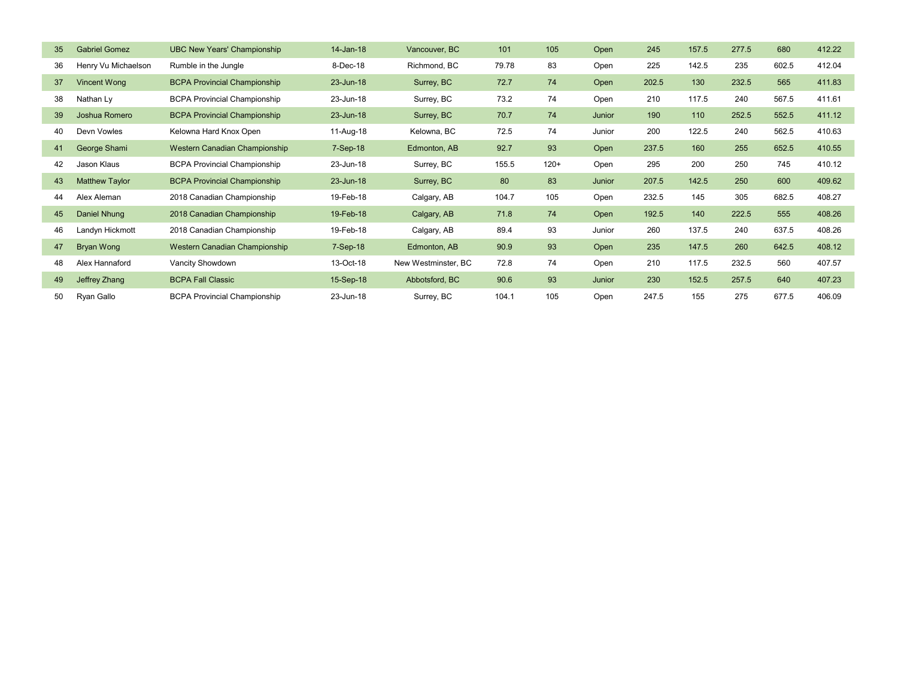| | | | | | | | | | | | | | |
|---|---|---|---|---|---|---|---|---|---|---|---|---|---|
| 35 | Gabriel Gomez | UBC New Years' Championship | 14-Jan-18 | Vancouver, BC | 101 | 105 | Open | 245 | 157.5 | 277.5 | 680 | 412.22 |
| 36 | Henry Vu Michaelson | Rumble in the Jungle | 8-Dec-18 | Richmond, BC | 79.78 | 83 | Open | 225 | 142.5 | 235 | 602.5 | 412.04 |
| 37 | Vincent Wong | BCPA Provincial Championship | 23-Jun-18 | Surrey, BC | 72.7 | 74 | Open | 202.5 | 130 | 232.5 | 565 | 411.83 |
| 38 | Nathan Ly | BCPA Provincial Championship | 23-Jun-18 | Surrey, BC | 73.2 | 74 | Open | 210 | 117.5 | 240 | 567.5 | 411.61 |
| 39 | Joshua Romero | BCPA Provincial Championship | 23-Jun-18 | Surrey, BC | 70.7 | 74 | Junior | 190 | 110 | 252.5 | 552.5 | 411.12 |
| 40 | Devn Vowles | Kelowna Hard Knox Open | 11-Aug-18 | Kelowna, BC | 72.5 | 74 | Junior | 200 | 122.5 | 240 | 562.5 | 410.63 |
| 41 | George Shami | Western Canadian Championship | 7-Sep-18 | Edmonton, AB | 92.7 | 93 | Open | 237.5 | 160 | 255 | 652.5 | 410.55 |
| 42 | Jason Klaus | BCPA Provincial Championship | 23-Jun-18 | Surrey, BC | 155.5 | 120+ | Open | 295 | 200 | 250 | 745 | 410.12 |
| 43 | Matthew Taylor | BCPA Provincial Championship | 23-Jun-18 | Surrey, BC | 80 | 83 | Junior | 207.5 | 142.5 | 250 | 600 | 409.62 |
| 44 | Alex Aleman | 2018 Canadian Championship | 19-Feb-18 | Calgary, AB | 104.7 | 105 | Open | 232.5 | 145 | 305 | 682.5 | 408.27 |
| 45 | Daniel Nhung | 2018 Canadian Championship | 19-Feb-18 | Calgary, AB | 71.8 | 74 | Open | 192.5 | 140 | 222.5 | 555 | 408.26 |
| 46 | Landyn Hickmott | 2018 Canadian Championship | 19-Feb-18 | Calgary, AB | 89.4 | 93 | Junior | 260 | 137.5 | 240 | 637.5 | 408.26 |
| 47 | Bryan Wong | Western Canadian Championship | 7-Sep-18 | Edmonton, AB | 90.9 | 93 | Open | 235 | 147.5 | 260 | 642.5 | 408.12 |
| 48 | Alex Hannaford | Vancity Showdown | 13-Oct-18 | New Westminster, BC | 72.8 | 74 | Open | 210 | 117.5 | 232.5 | 560 | 407.57 |
| 49 | Jeffrey Zhang | BCPA Fall Classic | 15-Sep-18 | Abbotsford, BC | 90.6 | 93 | Junior | 230 | 152.5 | 257.5 | 640 | 407.23 |
| 50 | Ryan Gallo | BCPA Provincial Championship | 23-Jun-18 | Surrey, BC | 104.1 | 105 | Open | 247.5 | 155 | 275 | 677.5 | 406.09 |